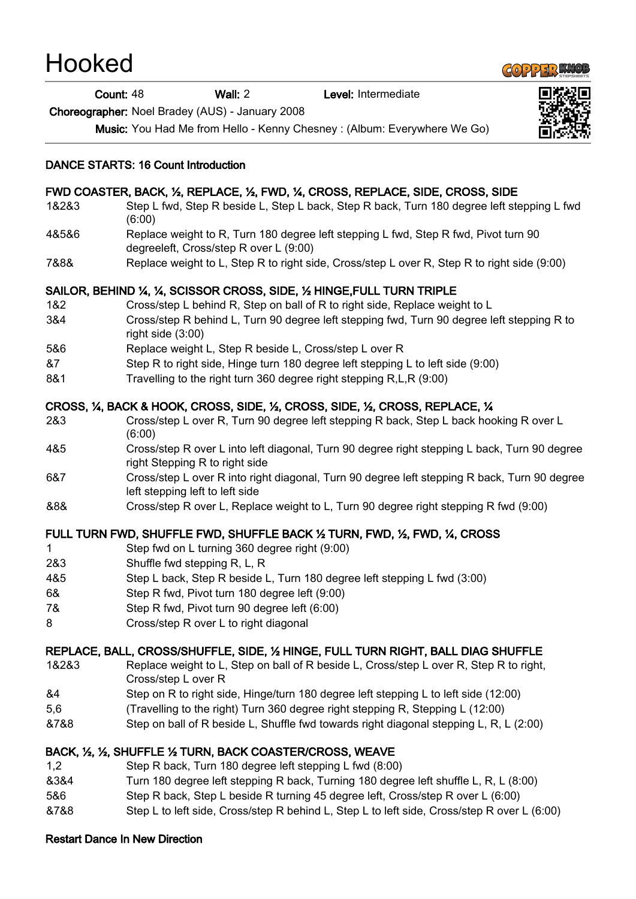# Hooked

**Count:** 48 **Wall:** 2 **Level:** Intermediate

**Choreographer:** Noel Bradey (AUS) - January 2008

**Music:** You Had Me from Hello - Kenny Chesney : (Album: Everywhere We Go)

**DANCE STARTS: 16 Count Introduction**

**FWD COASTER, BACK, ½, REPLACE, ½, FWD, ¼, CROSS, REPLACE, SIDE, CROSS, SIDE**

| | |
|---|---|
| 1&2&3 | Step L fwd, Step R beside L, Step L back, Step R back, Turn 180 degree left stepping L fwd (6:00) |
| 4&5&6 | Replace weight to R, Turn 180 degree left stepping L fwd, Step R fwd, Pivot turn 90 degreeleft, Cross/step R over L (9:00) |
| 7&8& | Replace weight to L, Step R to right side, Cross/step L over R, Step R to right side (9:00) |

**SAILOR, BEHIND ¼, ¼, SCISSOR CROSS, SIDE, ½ HINGE,FULL TURN TRIPLE**

| | |
|---|---|
| 1&2 | Cross/step L behind R, Step on ball of R to right side, Replace weight to L |
| 3&4 | Cross/step R behind L, Turn 90 degree left stepping fwd, Turn 90 degree left stepping R to right side (3:00) |
| 5&6 | Replace weight L, Step R beside L, Cross/step L over R |
| &7 | Step R to right side, Hinge turn 180 degree left stepping L to left side (9:00) |
| 8&1 | Travelling to the right turn 360 degree right stepping R,L,R (9:00) |

**CROSS, ¼, BACK & HOOK, CROSS, SIDE, ½, CROSS, SIDE, ½, CROSS, REPLACE, ¼**

| | |
|---|---|
| 2&3 | Cross/step L over R, Turn 90 degree left stepping R back, Step L back hooking R over L (6:00) |
| 4&5 | Cross/step R over L into left diagonal, Turn 90 degree right stepping L back, Turn 90 degree right Stepping R to right side |
| 6&7 | Cross/step L over R into right diagonal, Turn 90 degree left stepping R back, Turn 90 degree left stepping left to left side |
| &8& | Cross/step R over L, Replace weight to L, Turn 90 degree right stepping R fwd (9:00) |

**FULL TURN FWD, SHUFFLE FWD, SHUFFLE BACK ½ TURN, FWD, ½, FWD, ¼, CROSS**

| | |
|---|---|
| 1 | Step fwd on L turning 360 degree right (9:00) |
| 2&3 | Shuffle fwd stepping R, L, R |
| 4&5 | Step L back, Step R beside L, Turn 180 degree left stepping L fwd (3:00) |
| 6& | Step R fwd, Pivot turn 180 degree left (9:00) |
| 7& | Step R fwd, Pivot turn 90 degree left (6:00) |
| 8 | Cross/step R over L to right diagonal |

**REPLACE, BALL, CROSS/SHUFFLE, SIDE, ½ HINGE, FULL TURN RIGHT, BALL DIAG SHUFFLE**

| | |
|---|---|
| 1&2&3 | Replace weight to L, Step on ball of R beside L, Cross/step L over R, Step R to right, Cross/step L over R |
| &4 | Step on R to right side, Hinge/turn 180 degree left stepping L to left side (12:00) |
| 5,6 | (Travelling to the right) Turn 360 degree right stepping R, Stepping L (12:00) |
| &7&8 | Step on ball of R beside L, Shuffle fwd towards right diagonal stepping L, R, L (2:00) |

**BACK, ½, ½, SHUFFLE ½ TURN, BACK COASTER/CROSS, WEAVE**

| | |
|---|---|
| 1,2 | Step R back, Turn 180 degree left stepping L fwd (8:00) |
| &3&4 | Turn 180 degree left stepping R back, Turning 180 degree left shuffle L, R, L (8:00) |
| 5&6 | Step R back, Step L beside R turning 45 degree left, Cross/step R over L (6:00) |
| &7&8 | Step L to left side, Cross/step R behind L, Step L to left side, Cross/step R over L (6:00) |

**Restart Dance In New Direction**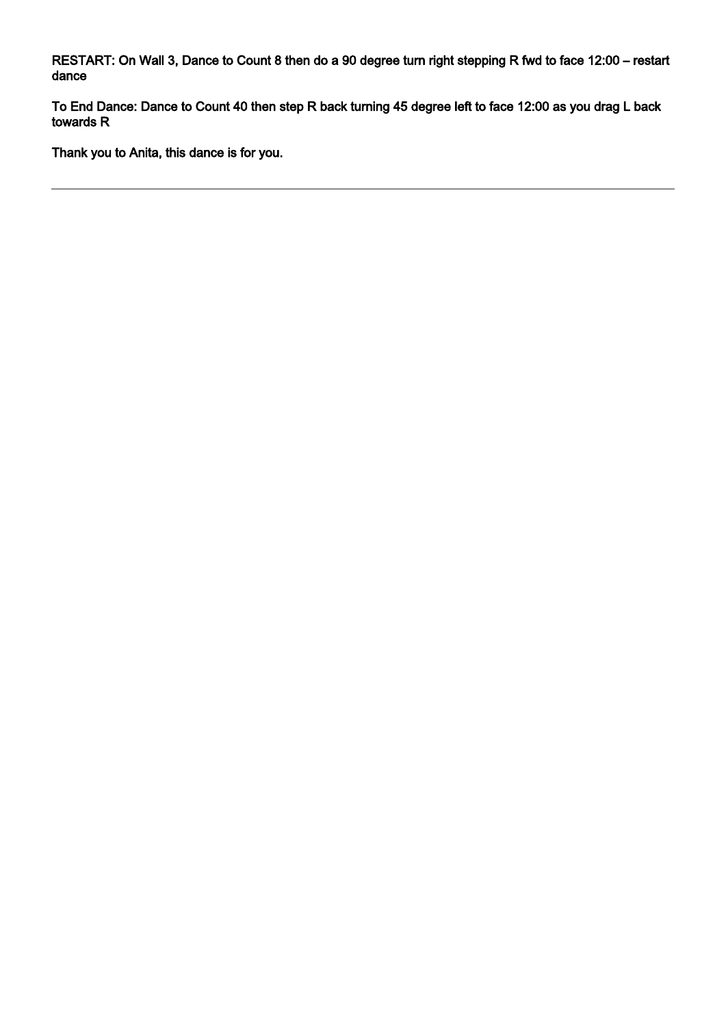RESTART: On Wall 3, Dance to Count 8 then do a 90 degree turn right stepping R fwd to face 12:00 – restart dance

To End Dance: Dance to Count 40 then step R back turning 45 degree left to face 12:00 as you drag L back towards R

Thank you to Anita, this dance is for you.

---